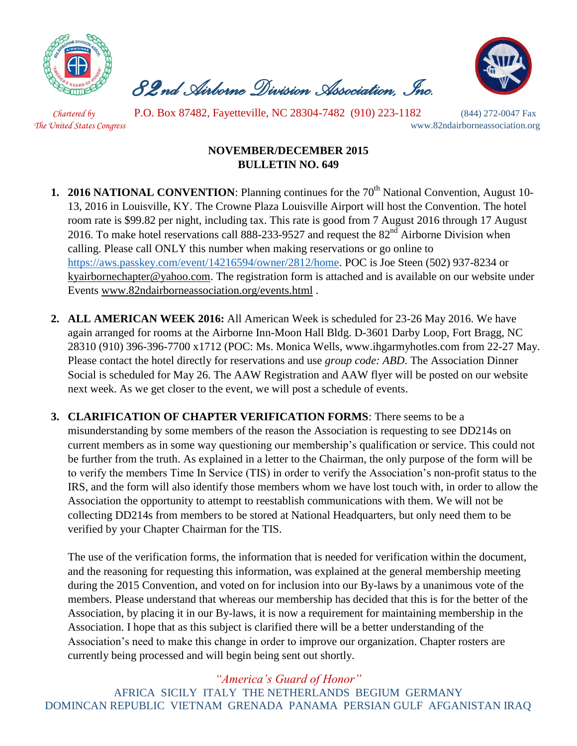# 82nd Airborne Division Association, Inc.

*Chartered by The United States Congress*

P.O. Box 87482, Fayetteville, NC 28304-7482 (910) 223-1182 (844) 272-0047 Fax

www.82ndairborneassociation.org

**NOVEMBER/DECEMBER 2015**
**BULLETIN NO. 649**

1. **2016 NATIONAL CONVENTION**: Planning continues for the 70th National Convention, August 10-13, 2016 in Louisville, KY. The Crowne Plaza Louisville Airport will host the Convention. The hotel room rate is $99.82 per night, including tax. This rate is good from 7 August 2016 through 17 August 2016. To make hotel reservations call 888-233-9527 and request the 82nd Airborne Division when calling. Please call ONLY this number when making reservations or go online to https://aws.passkey.com/event/14216594/owner/2812/home. POC is Joe Steen (502) 937-8234 or kyairbornechapter@yahoo.com. The registration form is attached and is available on our website under Events www.82ndairborneassociation.org/events.html .

2. **ALL AMERICAN WEEK 2016:** All American Week is scheduled for 23-26 May 2016. We have again arranged for rooms at the Airborne Inn-Moon Hall Bldg. D-3601 Darby Loop, Fort Bragg, NC 28310 (910) 396-396-7700 x1712 (POC: Ms. Monica Wells, www.ihgarmyhotles.com from 22-27 May. Please contact the hotel directly for reservations and use *group code: ABD*. The Association Dinner Social is scheduled for May 26. The AAW Registration and AAW flyer will be posted on our website next week. As we get closer to the event, we will post a schedule of events.

3. **CLARIFICATION OF CHAPTER VERIFICATION FORMS**: There seems to be a misunderstanding by some members of the reason the Association is requesting to see DD214s on current members as in some way questioning our membership's qualification or service. This could not be further from the truth. As explained in a letter to the Chairman, the only purpose of the form will be to verify the members Time In Service (TIS) in order to verify the Association's non-profit status to the IRS, and the form will also identify those members whom we have lost touch with, in order to allow the Association the opportunity to attempt to reestablish communications with them. We will not be collecting DD214s from members to be stored at National Headquarters, but only need them to be verified by your Chapter Chairman for the TIS.

   The use of the verification forms, the information that is needed for verification within the document, and the reasoning for requesting this information, was explained at the general membership meeting during the 2015 Convention, and voted on for inclusion into our By-laws by a unanimous vote of the members. Please understand that whereas our membership has decided that this is for the better of the Association, by placing it in our By-laws, it is now a requirement for maintaining membership in the Association. I hope that as this subject is clarified there will be a better understanding of the Association's need to make this change in order to improve our organization. Chapter rosters are currently being processed and will begin being sent out shortly.

*"America's Guard of Honor"*

AFRICA SICILY ITALY THE NETHERLANDS BEGIUM GERMANY DOMINCAN REPUBLIC VIETNAM GRENADA PANAMA PERSIAN GULF AFGANISTAN IRAQ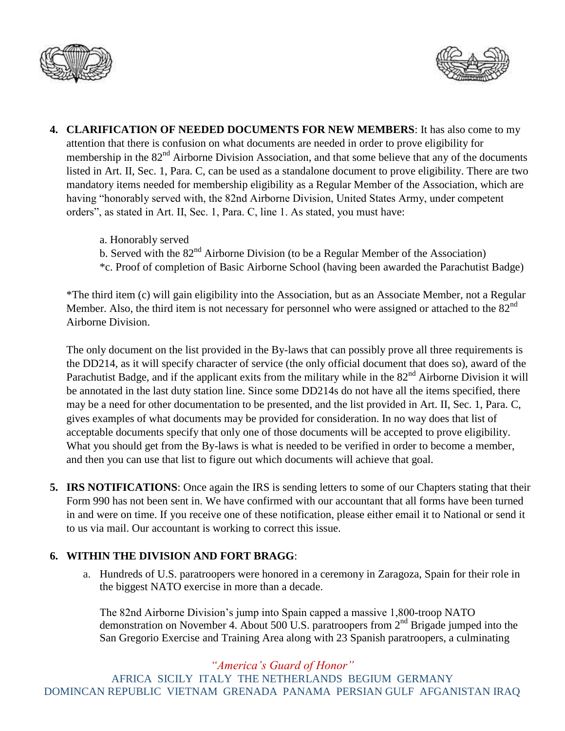4. **CLARIFICATION OF NEEDED DOCUMENTS FOR NEW MEMBERS**: It has also come to my attention that there is confusion on what documents are needed in order to prove eligibility for membership in the 82nd Airborne Division Association, and that some believe that any of the documents listed in Art. II, Sec. 1, Para. C, can be used as a standalone document to prove eligibility. There are two mandatory items needed for membership eligibility as a Regular Member of the Association, which are having "honorably served with, the 82nd Airborne Division, United States Army, under competent orders", as stated in Art. II, Sec. 1, Para. C, line 1. As stated, you must have:

   a. Honorably served
   b. Served with the 82nd Airborne Division (to be a Regular Member of the Association)
   *c. Proof of completion of Basic Airborne School (having been awarded the Parachutist Badge)

   *The third item (c) will gain eligibility into the Association, but as an Associate Member, not a Regular Member. Also, the third item is not necessary for personnel who were assigned or attached to the 82nd Airborne Division.

   The only document on the list provided in the By-laws that can possibly prove all three requirements is the DD214, as it will specify character of service (the only official document that does so), award of the Parachutist Badge, and if the applicant exits from the military while in the 82nd Airborne Division it will be annotated in the last duty station line. Since some DD214s do not have all the items specified, there may be a need for other documentation to be presented, and the list provided in Art. II, Sec. 1, Para. C, gives examples of what documents may be provided for consideration. In no way does that list of acceptable documents specify that only one of those documents will be accepted to prove eligibility. What you should get from the By-laws is what is needed to be verified in order to become a member, and then you can use that list to figure out which documents will achieve that goal.

5. **IRS NOTIFICATIONS**: Once again the IRS is sending letters to some of our Chapters stating that their Form 990 has not been sent in. We have confirmed with our accountant that all forms have been turned in and were on time. If you receive one of these notification, please either email it to National or send it to us via mail. Our accountant is working to correct this issue.

6. **WITHIN THE DIVISION AND FORT BRAGG**:

   a. Hundreds of U.S. paratroopers were honored in a ceremony in Zaragoza, Spain for their role in the biggest NATO exercise in more than a decade.

      The 82nd Airborne Division's jump into Spain capped a massive 1,800-troop NATO demonstration on November 4. About 500 U.S. paratroopers from 2nd Brigade jumped into the San Gregorio Exercise and Training Area along with 23 Spanish paratroopers, a culminating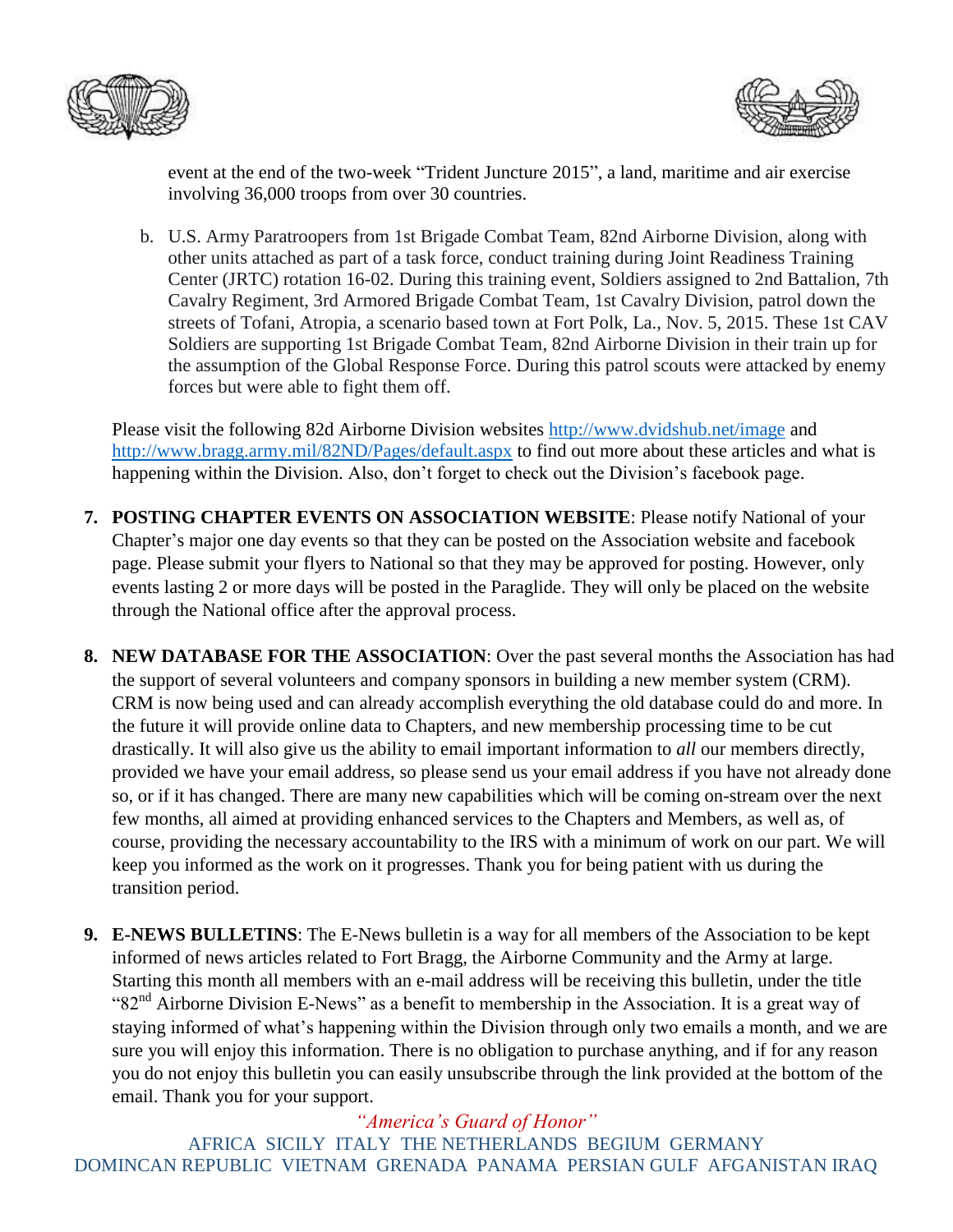event at the end of the two-week "Trident Juncture 2015", a land, maritime and air exercise involving 36,000 troops from over 30 countries.

b. U.S. Army Paratroopers from 1st Brigade Combat Team, 82nd Airborne Division, along with other units attached as part of a task force, conduct training during Joint Readiness Training Center (JRTC) rotation 16-02. During this training event, Soldiers assigned to 2nd Battalion, 7th Cavalry Regiment, 3rd Armored Brigade Combat Team, 1st Cavalry Division, patrol down the streets of Tofani, Atropia, a scenario based town at Fort Polk, La., Nov. 5, 2015. These 1st CAV Soldiers are supporting 1st Brigade Combat Team, 82nd Airborne Division in their train up for the assumption of the Global Response Force. During this patrol scouts were attacked by enemy forces but were able to fight them off.

Please visit the following 82d Airborne Division websites http://www.dvidshub.net/image and http://www.bragg.army.mil/82ND/Pages/default.aspx to find out more about these articles and what is happening within the Division. Also, don't forget to check out the Division's facebook page.

7. **POSTING CHAPTER EVENTS ON ASSOCIATION WEBSITE**: Please notify National of your Chapter's major one day events so that they can be posted on the Association website and facebook page. Please submit your flyers to National so that they may be approved for posting. However, only events lasting 2 or more days will be posted in the Paraglide. They will only be placed on the website through the National office after the approval process.

8. **NEW DATABASE FOR THE ASSOCIATION**: Over the past several months the Association has had the support of several volunteers and company sponsors in building a new member system (CRM). CRM is now being used and can already accomplish everything the old database could do and more. In the future it will provide online data to Chapters, and new membership processing time to be cut drastically. It will also give us the ability to email important information to *all* our members directly, provided we have your email address, so please send us your email address if you have not already done so, or if it has changed. There are many new capabilities which will be coming on-stream over the next few months, all aimed at providing enhanced services to the Chapters and Members, as well as, of course, providing the necessary accountability to the IRS with a minimum of work on our part. We will keep you informed as the work on it progresses. Thank you for being patient with us during the transition period.

9. **E-NEWS BULLETINS**: The E-News bulletin is a way for all members of the Association to be kept informed of news articles related to Fort Bragg, the Airborne Community and the Army at large. Starting this month all members with an e-mail address will be receiving this bulletin, under the title "82nd Airborne Division E-News" as a benefit to membership in the Association. It is a great way of staying informed of what's happening within the Division through only two emails a month, and we are sure you will enjoy this information. There is no obligation to purchase anything, and if for any reason you do not enjoy this bulletin you can easily unsubscribe through the link provided at the bottom of the email. Thank you for your support.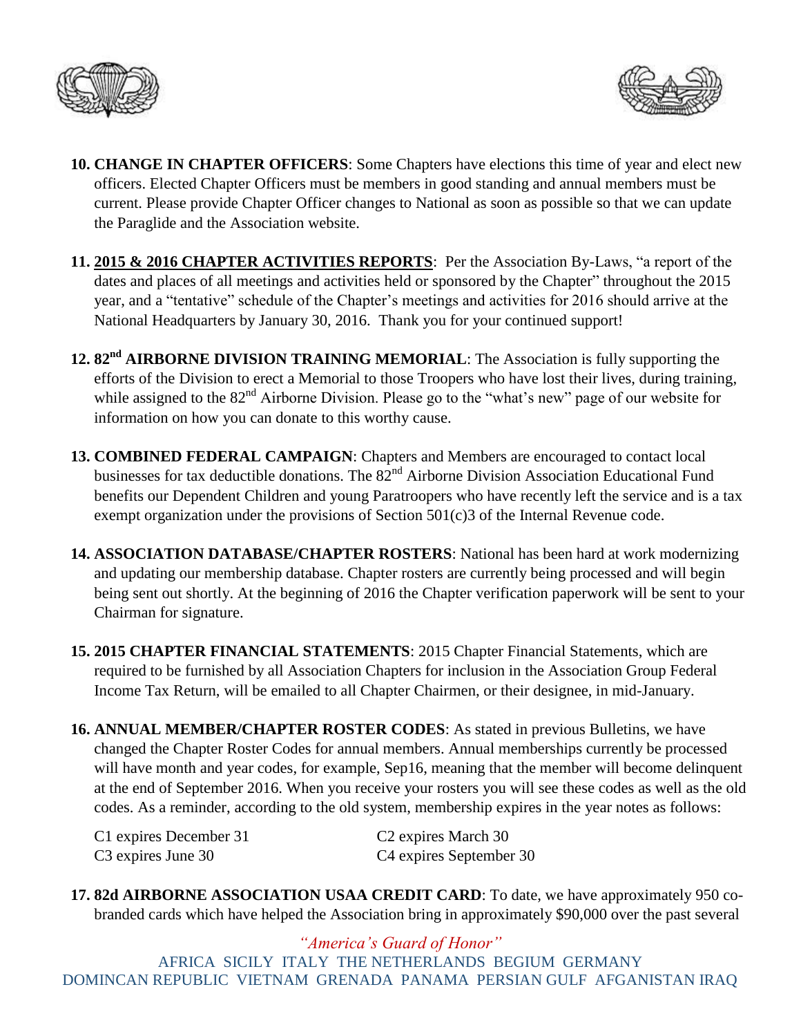10. **CHANGE IN CHAPTER OFFICERS**: Some Chapters have elections this time of year and elect new officers. Elected Chapter Officers must be members in good standing and annual members must be current. Please provide Chapter Officer changes to National as soon as possible so that we can update the Paraglide and the Association website.

11. **2015 & 2016 CHAPTER ACTIVITIES REPORTS**: Per the Association By-Laws, "a report of the dates and places of all meetings and activities held or sponsored by the Chapter" throughout the 2015 year, and a "tentative" schedule of the Chapter's meetings and activities for 2016 should arrive at the National Headquarters by January 30, 2016. Thank you for your continued support!

12. **82nd AIRBORNE DIVISION TRAINING MEMORIAL**: The Association is fully supporting the efforts of the Division to erect a Memorial to those Troopers who have lost their lives, during training, while assigned to the 82nd Airborne Division. Please go to the "what's new" page of our website for information on how you can donate to this worthy cause.

13. **COMBINED FEDERAL CAMPAIGN**: Chapters and Members are encouraged to contact local businesses for tax deductible donations. The 82nd Airborne Division Association Educational Fund benefits our Dependent Children and young Paratroopers who have recently left the service and is a tax exempt organization under the provisions of Section 501(c)3 of the Internal Revenue code.

14. **ASSOCIATION DATABASE/CHAPTER ROSTERS**: National has been hard at work modernizing and updating our membership database. Chapter rosters are currently being processed and will begin being sent out shortly. At the beginning of 2016 the Chapter verification paperwork will be sent to your Chairman for signature.

15. **2015 CHAPTER FINANCIAL STATEMENTS**: 2015 Chapter Financial Statements, which are required to be furnished by all Association Chapters for inclusion in the Association Group Federal Income Tax Return, will be emailed to all Chapter Chairmen, or their designee, in mid-January.

16. **ANNUAL MEMBER/CHAPTER ROSTER CODES**: As stated in previous Bulletins, we have changed the Chapter Roster Codes for annual members. Annual memberships currently be processed will have month and year codes, for example, Sep16, meaning that the member will become delinquent at the end of September 2016. When you receive your rosters you will see these codes as well as the old codes. As a reminder, according to the old system, membership expires in the year notes as follows:

    C1 expires December 31 &nbsp;&nbsp;&nbsp;&nbsp; C2 expires March 30
    C3 expires June 30 &nbsp;&nbsp;&nbsp;&nbsp; C4 expires September 30

17. **82d AIRBORNE ASSOCIATION USAA CREDIT CARD**: To date, we have approximately 950 co-branded cards which have helped the Association bring in approximately $90,000 over the past several

*"America's Guard of Honor"*
AFRICA SICILY ITALY THE NETHERLANDS BEGIUM GERMANY
DOMINCAN REPUBLIC VIETNAM GRENADA PANAMA PERSIAN GULF AFGANISTAN IRAQ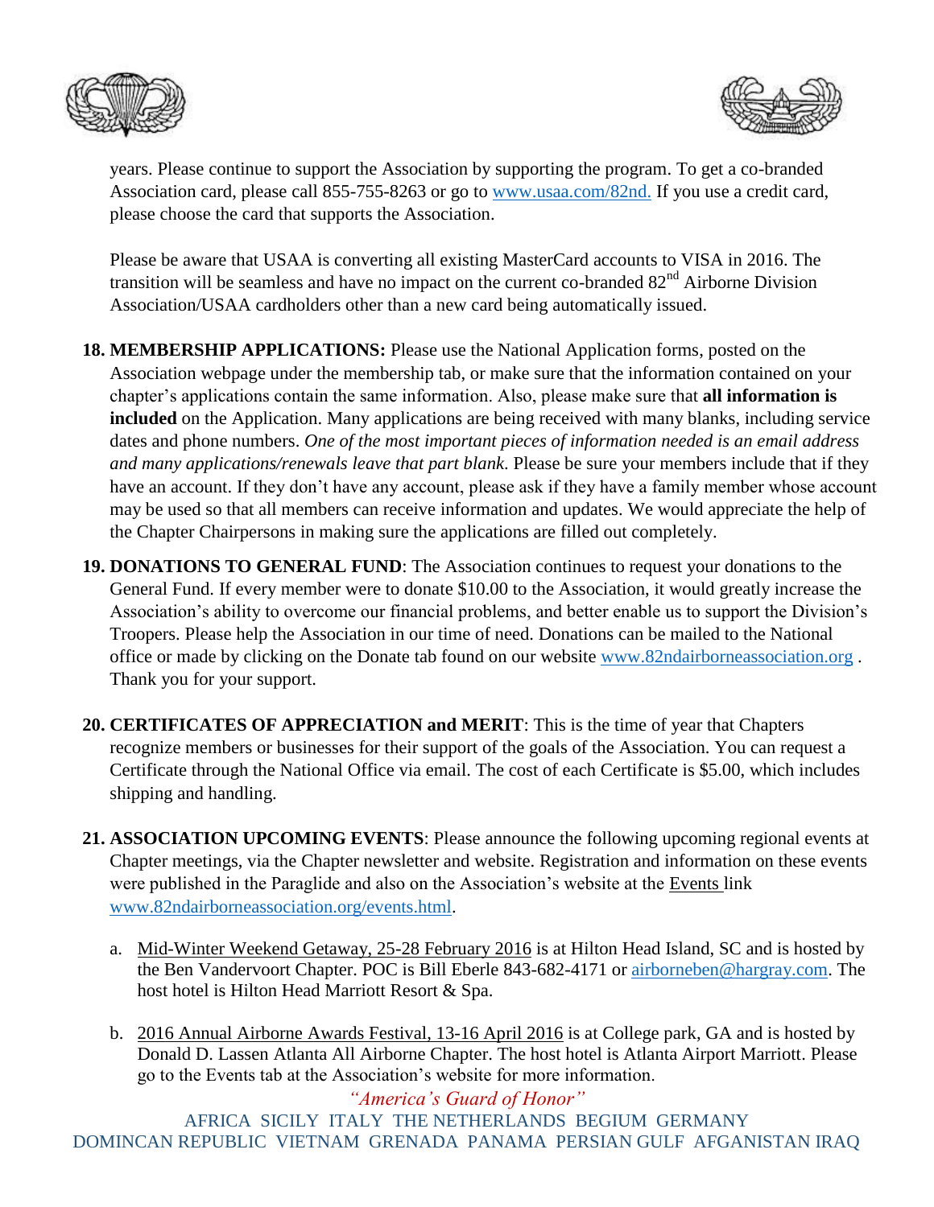years. Please continue to support the Association by supporting the program. To get a co-branded Association card, please call 855-755-8263 or go to www.usaa.com/82nd. If you use a credit card, please choose the card that supports the Association.

Please be aware that USAA is converting all existing MasterCard accounts to VISA in 2016. The transition will be seamless and have no impact on the current co-branded 82nd Airborne Division Association/USAA cardholders other than a new card being automatically issued.

18. **MEMBERSHIP APPLICATIONS:** Please use the National Application forms, posted on the Association webpage under the membership tab, or make sure that the information contained on your chapter's applications contain the same information. Also, please make sure that **all information is included** on the Application. Many applications are being received with many blanks, including service dates and phone numbers. *One of the most important pieces of information needed is an email address and many applications/renewals leave that part blank*. Please be sure your members include that if they have an account. If they don't have any account, please ask if they have a family member whose account may be used so that all members can receive information and updates. We would appreciate the help of the Chapter Chairpersons in making sure the applications are filled out completely.

19. **DONATIONS TO GENERAL FUND**: The Association continues to request your donations to the General Fund. If every member were to donate $10.00 to the Association, it would greatly increase the Association's ability to overcome our financial problems, and better enable us to support the Division's Troopers. Please help the Association in our time of need. Donations can be mailed to the National office or made by clicking on the Donate tab found on our website www.82ndairborneassociation.org . Thank you for your support.

20. **CERTIFICATES OF APPRECIATION and MERIT**: This is the time of year that Chapters recognize members or businesses for their support of the goals of the Association. You can request a Certificate through the National Office via email. The cost of each Certificate is $5.00, which includes shipping and handling.

21. **ASSOCIATION UPCOMING EVENTS**: Please announce the following upcoming regional events at Chapter meetings, via the Chapter newsletter and website. Registration and information on these events were published in the Paraglide and also on the Association's website at the Events link www.82ndairborneassociation.org/events.html.

    a. Mid-Winter Weekend Getaway, 25-28 February 2016 is at Hilton Head Island, SC and is hosted by the Ben Vandervoort Chapter. POC is Bill Eberle 843-682-4171 or airborneben@hargray.com. The host hotel is Hilton Head Marriott Resort & Spa.

    b. 2016 Annual Airborne Awards Festival, 13-16 April 2016 is at College park, GA and is hosted by Donald D. Lassen Atlanta All Airborne Chapter. The host hotel is Atlanta Airport Marriott. Please go to the Events tab at the Association's website for more information.

*"America's Guard of Honor"*

AFRICA SICILY ITALY THE NETHERLANDS BEGIUM GERMANY
DOMINCAN REPUBLIC VIETNAM GRENADA PANAMA PERSIAN GULF AFGANISTAN IRAQ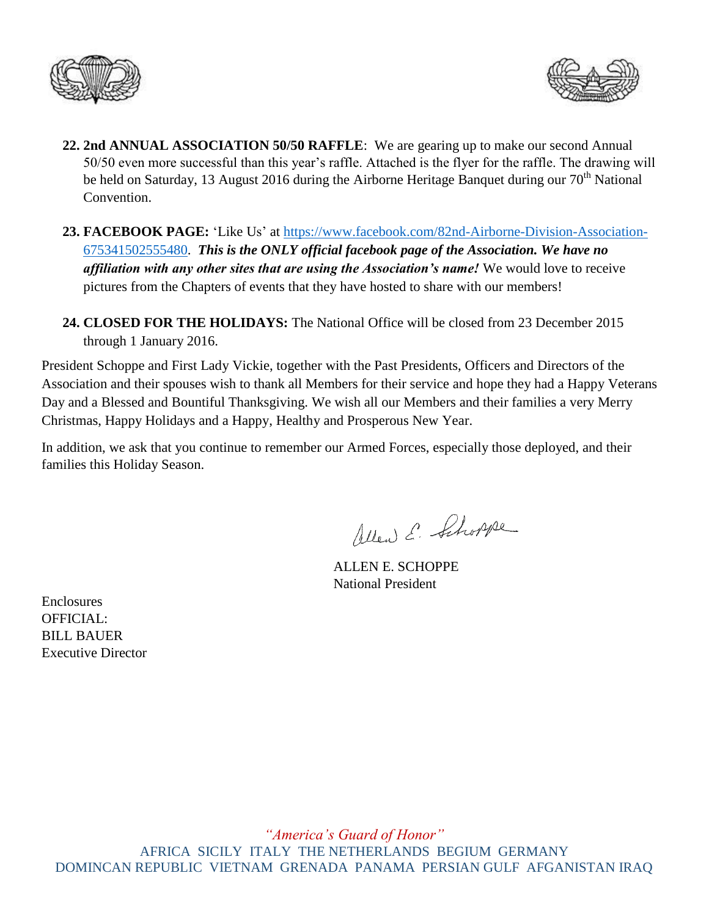22. **2nd ANNUAL ASSOCIATION 50/50 RAFFLE**: We are gearing up to make our second Annual 50/50 even more successful than this year's raffle. Attached is the flyer for the raffle. The drawing will be held on Saturday, 13 August 2016 during the Airborne Heritage Banquet during our 70th National Convention.

23. **FACEBOOK PAGE:** 'Like Us' at https://www.facebook.com/82nd-Airborne-Division-Association-675341502555480. ***This is the ONLY official facebook page of the Association. We have no affiliation with any other sites that are using the Association's name!*** We would love to receive pictures from the Chapters of events that they have hosted to share with our members!

24. **CLOSED FOR THE HOLIDAYS:** The National Office will be closed from 23 December 2015 through 1 January 2016.

President Schoppe and First Lady Vickie, together with the Past Presidents, Officers and Directors of the Association and their spouses wish to thank all Members for their service and hope they had a Happy Veterans Day and a Blessed and Bountiful Thanksgiving. We wish all our Members and their families a very Merry Christmas, Happy Holidays and a Happy, Healthy and Prosperous New Year.

In addition, we ask that you continue to remember our Armed Forces, especially those deployed, and their families this Holiday Season.

Allen E. Schoppe

ALLEN E. SCHOPPE
National President

Enclosures
OFFICIAL:
BILL BAUER
Executive Director

*"America's Guard of Honor"*
AFRICA SICILY ITALY THE NETHERLANDS BEGIUM GERMANY
DOMINCAN REPUBLIC VIETNAM GRENADA PANAMA PERSIAN GULF AFGANISTAN IRAQ